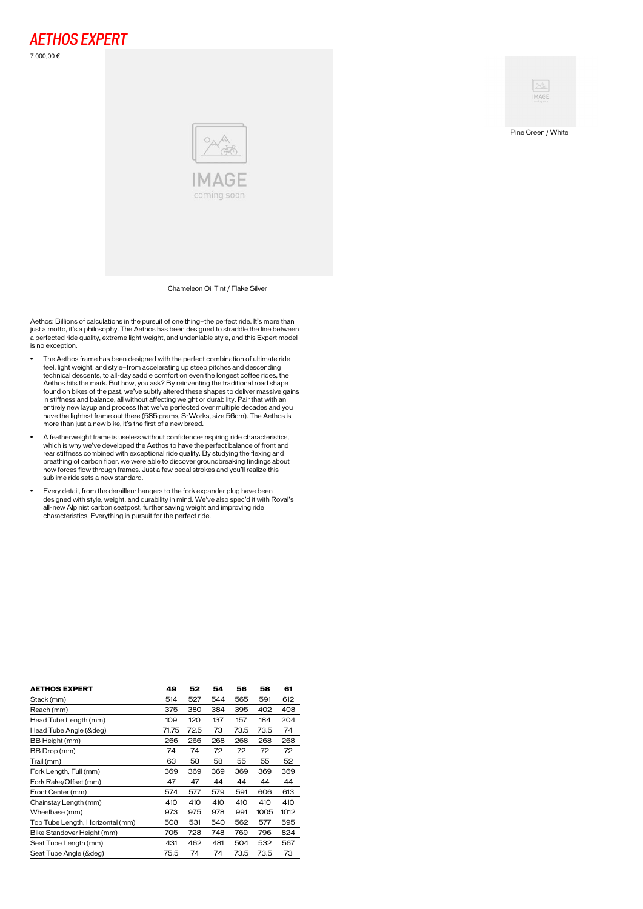# AETHOS EXPERT

7.000,00 €

Chameleon Oil Tint / Flake Silver

Pine Green / White

Aethos: Billions of calculations in the pursuit of one thing–the perfect ride. It's more than just a motto, it's a philosophy. The Aethos has been designed to straddle the line between a perfected ride quality, extreme light weight, and undeniable style, and this Expert model is no exception.

- The Aethos frame has been designed with the perfect combination of ultimate ride feel, light weight, and style–from accelerating up steep pitches and descending technical descents, to all-day saddle comfort on even the longest coffee rides, the Aethos hits the mark. But how, you ask? By reinventing the traditional road shape found on bikes of the past, we've subtly altered these shapes to deliver massive gains in stiffness and balance, all without affecting weight or durability. Pair that with an entirely new layup and process that we've perfected over multiple decades and you have the lightest frame out there (585 grams, S-Works, size 56cm). The Aethos is more than just a new bike, it's the first of a new breed.
- A featherweight frame is useless without confidence-inspiring ride characteristics, which is why we've developed the Aethos to have the perfect balance of front and rear stiffness combined with exceptional ride quality. By studying the flexing and breathing of carbon fiber, we were able to discover groundbreaking findings about how forces flow through frames. Just a few pedal strokes and you'll realize this sublime ride sets a new standard.
- Every detail, from the derailleur hangers to the fork expander plug have been designed with style, weight, and durability in mind. We've also spec'd it with Roval's all-new Alpinist carbon seatpost, further saving weight and improving ride characteristics. Everything in pursuit for the perfect ride.

| AETHOS EXPERT | 49 | 52 | 54 | 56 | 58 | 61 |
|---|---|---|---|---|---|---|
| Stack (mm) | 514 | 527 | 544 | 565 | 591 | 612 |
| Reach (mm) | 375 | 380 | 384 | 395 | 402 | 408 |
| Head Tube Length (mm) | 109 | 120 | 137 | 157 | 184 | 204 |
| Head Tube Angle (&deg) | 71.75 | 72.5 | 73 | 73.5 | 73.5 | 74 |
| BB Height (mm) | 266 | 266 | 268 | 268 | 268 | 268 |
| BB Drop (mm) | 74 | 74 | 72 | 72 | 72 | 72 |
| Trail (mm) | 63 | 58 | 58 | 55 | 55 | 52 |
| Fork Length, Full (mm) | 369 | 369 | 369 | 369 | 369 | 369 |
| Fork Rake/Offset (mm) | 47 | 47 | 44 | 44 | 44 | 44 |
| Front Center (mm) | 574 | 577 | 579 | 591 | 606 | 613 |
| Chainstay Length (mm) | 410 | 410 | 410 | 410 | 410 | 410 |
| Wheelbase (mm) | 973 | 975 | 978 | 991 | 1005 | 1012 |
| Top Tube Length, Horizontal (mm) | 508 | 531 | 540 | 562 | 577 | 595 |
| Bike Standover Height (mm) | 705 | 728 | 748 | 769 | 796 | 824 |
| Seat Tube Length (mm) | 431 | 462 | 481 | 504 | 532 | 567 |
| Seat Tube Angle (&deg) | 75.5 | 74 | 74 | 73.5 | 73.5 | 73 |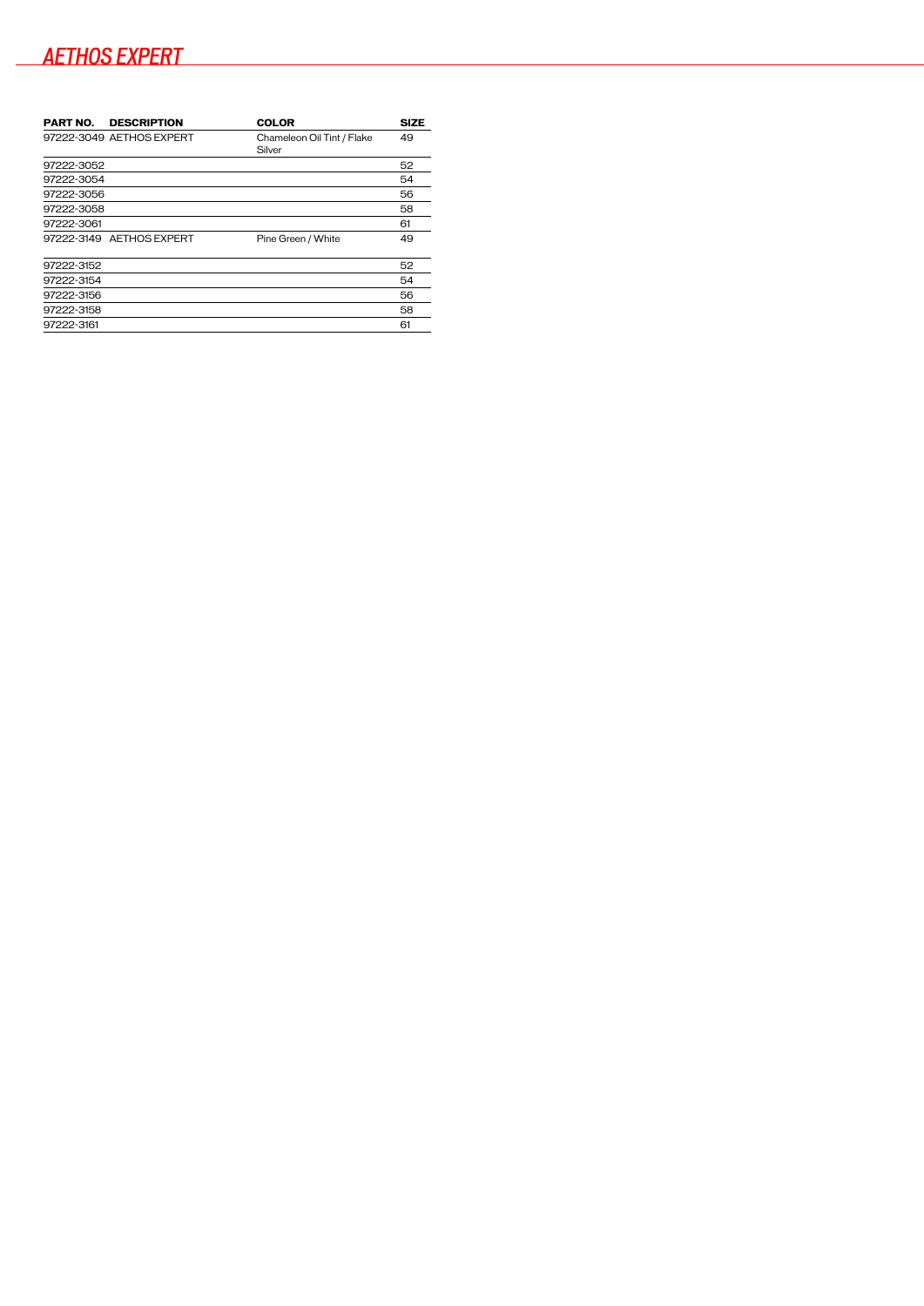# AETHOS EXPERT

| PART NO. | DESCRIPTION | COLOR | SIZE |
|---|---|---|---|
| 97222-3049 | AETHOS EXPERT | Chameleon Oil Tint / Flake Silver | 49 |
| 97222-3052 | | | 52 |
| 97222-3054 | | | 54 |
| 97222-3056 | | | 56 |
| 97222-3058 | | | 58 |
| 97222-3061 | | | 61 |
| 97222-3149 | AETHOS EXPERT | Pine Green / White | 49 |
| 97222-3152 | | | 52 |
| 97222-3154 | | | 54 |
| 97222-3156 | | | 56 |
| 97222-3158 | | | 58 |
| 97222-3161 | | | 61 |